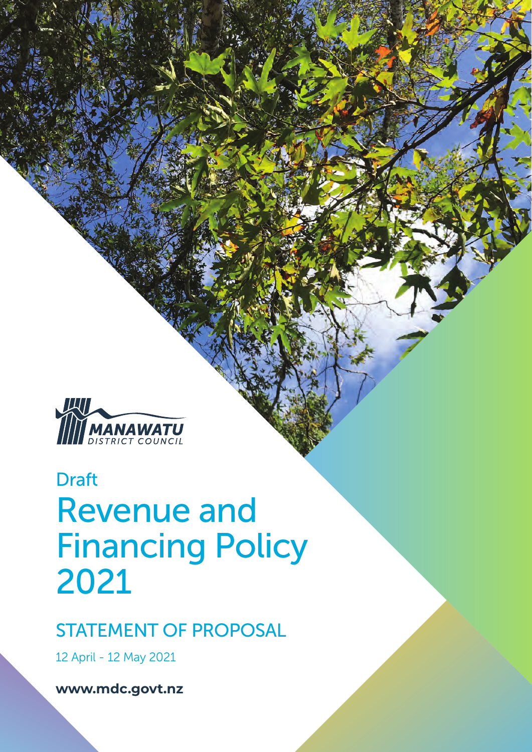MANAWATU DISTRICT COUNCIL

Draft

# Revenue and Financing Policy 2021

## STATEMENT OF PROPOSAL

12 April - 12 May 2021

**www.mdc.govt.nz**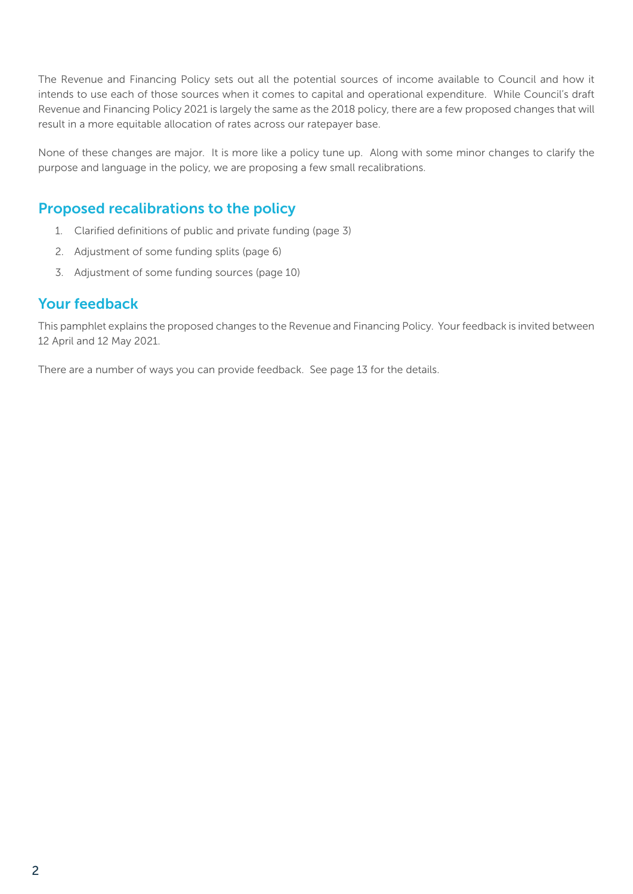The Revenue and Financing Policy sets out all the potential sources of income available to Council and how it intends to use each of those sources when it comes to capital and operational expenditure. While Council's draft Revenue and Financing Policy 2021 is largely the same as the 2018 policy, there are a few proposed changes that will result in a more equitable allocation of rates across our ratepayer base.

None of these changes are major. It is more like a policy tune up. Along with some minor changes to clarify the purpose and language in the policy, we are proposing a few small recalibrations.

## Proposed recalibrations to the policy

1. Clarified definitions of public and private funding (page 3)
2. Adjustment of some funding splits (page 6)
3. Adjustment of some funding sources (page 10)

## Your feedback

This pamphlet explains the proposed changes to the Revenue and Financing Policy. Your feedback is invited between 12 April and 12 May 2021.

There are a number of ways you can provide feedback. See page 13 for the details.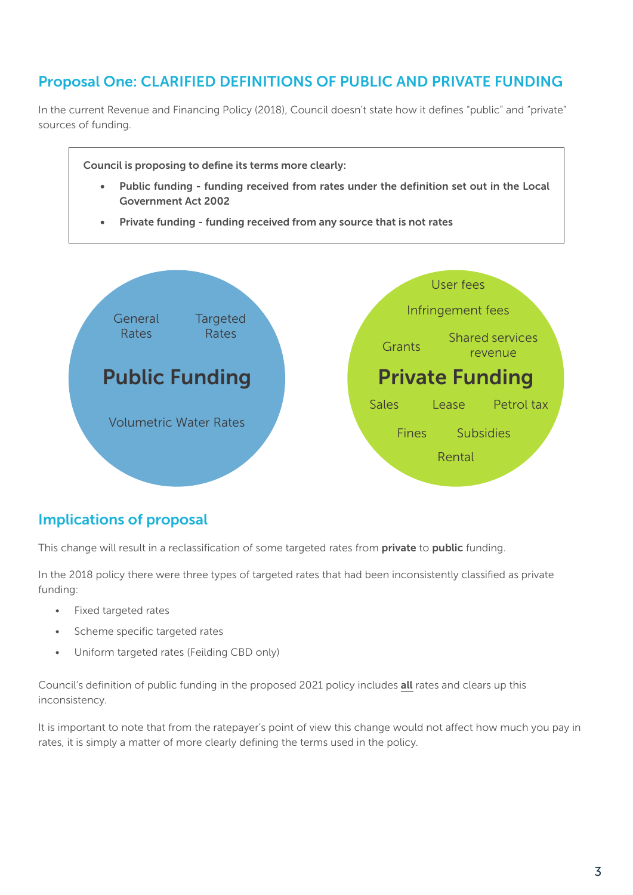## Proposal One: CLARIFIED DEFINITIONS OF PUBLIC AND PRIVATE FUNDING

In the current Revenue and Financing Policy (2018), Council doesn't state how it defines "public" and "private" sources of funding.

> **Council is proposing to define its terms more clearly:**
>
> - **Public funding - funding received from rates under the definition set out in the Local Government Act 2002**
> - **Private funding - funding received from any source that is not rates**

**Public Funding**

General Rates

Targeted Rates

Volumetric Water Rates

**Private Funding**

User fees

Infringement fees

Grants

Shared services revenue

Sales

Lease

Petrol tax

Fines

Subsidies

Rental

## Implications of proposal

This change will result in a reclassification of some targeted rates from **private** to **public** funding.

In the 2018 policy there were three types of targeted rates that had been inconsistently classified as private funding:

- Fixed targeted rates
- Scheme specific targeted rates
- Uniform targeted rates (Feilding CBD only)

Council's definition of public funding in the proposed 2021 policy includes **all** rates and clears up this inconsistency.

It is important to note that from the ratepayer's point of view this change would not affect how much you pay in rates, it is simply a matter of more clearly defining the terms used in the policy.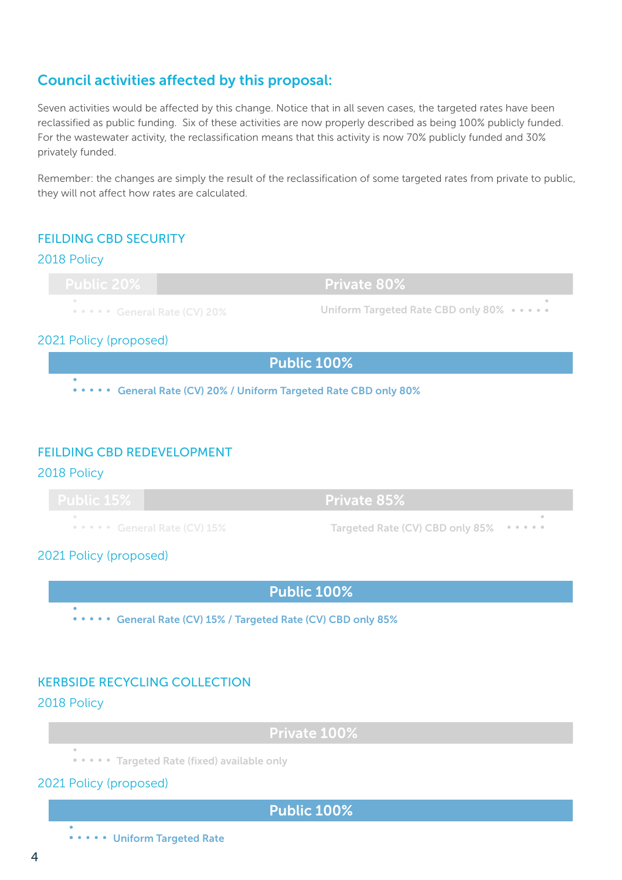## Council activities affected by this proposal:

Seven activities would be affected by this change. Notice that in all seven cases, the targeted rates have been reclassified as public funding. Six of these activities are now properly described as being 100% publicly funded. For the wastewater activity, the reclassification means that this activity is now 70% publicly funded and 30% privately funded.

Remember: the changes are simply the result of the reclassification of some targeted rates from private to public, they will not affect how rates are calculated.

### FEILDING CBD SECURITY

#### 2018 Policy

| Public 20% | Private 80% |
|---|---|
| General Rate (CV) 20% | Uniform Targeted Rate CBD only 80% |

#### 2021 Policy (proposed)

| Public 100% |
|---|
| General Rate (CV) 20% / Uniform Targeted Rate CBD only 80% |

### FEILDING CBD REDEVELOPMENT

#### 2018 Policy

| Public 15% | Private 85% |
|---|---|
| General Rate (CV) 15% | Targeted Rate (CV) CBD only 85% |

#### 2021 Policy (proposed)

| Public 100% |
|---|
| General Rate (CV) 15% / Targeted Rate (CV) CBD only 85% |

### KERBSIDE RECYCLING COLLECTION

#### 2018 Policy

| Private 100% |
|---|
| Targeted Rate (fixed) available only |

#### 2021 Policy (proposed)

| Public 100% |
|---|
| Uniform Targeted Rate |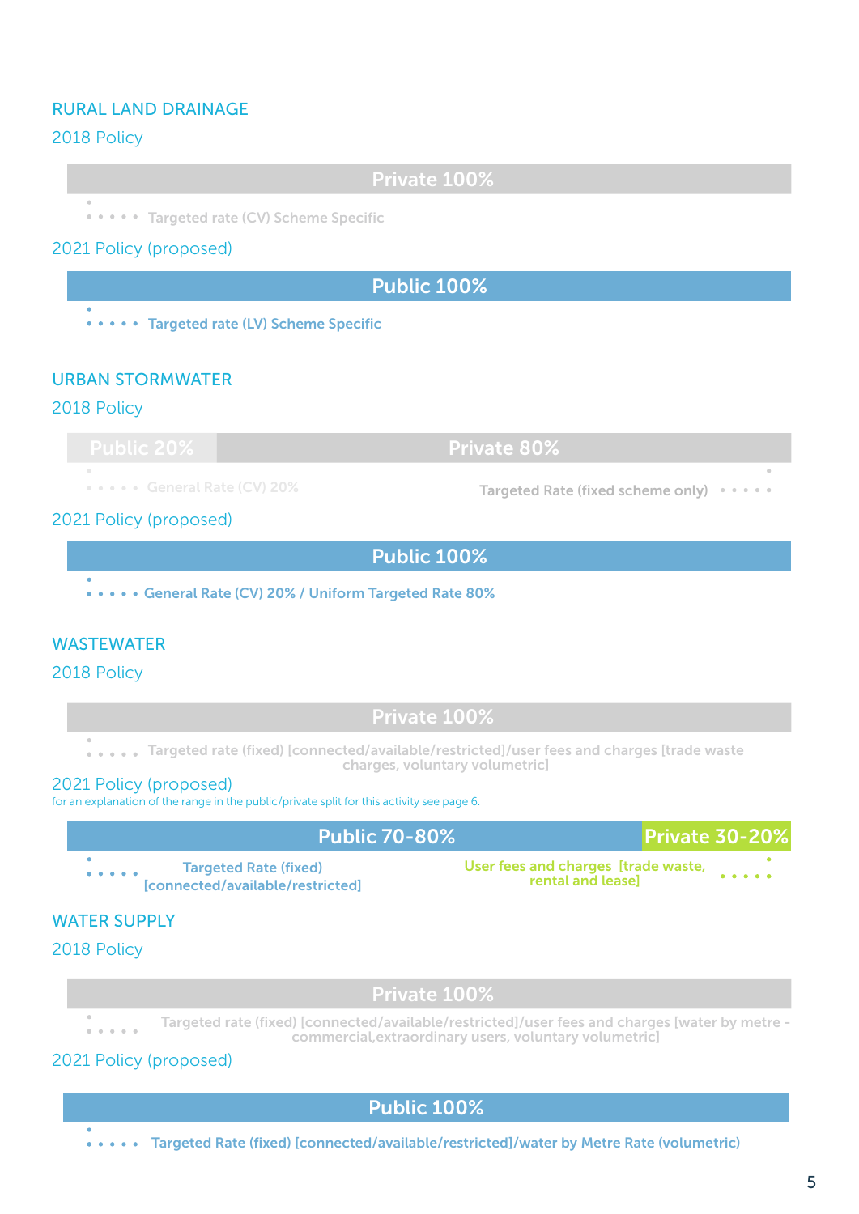## RURAL LAND DRAINAGE

### 2018 Policy

**Private 100%**

- Targeted rate (CV) Scheme Specific

### 2021 Policy (proposed)

**Public 100%**

- Targeted rate (LV) Scheme Specific

## URBAN STORMWATER

### 2018 Policy

**Public 20%** | **Private 80%**

- General Rate (CV) 20%
- Targeted Rate (fixed scheme only)

### 2021 Policy (proposed)

**Public 100%**

- General Rate (CV) 20% / Uniform Targeted Rate 80%

## WASTEWATER

### 2018 Policy

**Private 100%**

- Targeted rate (fixed) [connected/available/restricted]/user fees and charges [trade waste charges, voluntary volumetric]

### 2021 Policy (proposed)

for an explanation of the range in the public/private split for this activity see page 6.

**Public 70-80%** | **Private 30-20%**

- Targeted Rate (fixed) [connected/available/restricted]
- User fees and charges [trade waste, rental and lease]

## WATER SUPPLY

### 2018 Policy

**Private 100%**

- Targeted rate (fixed) [connected/available/restricted]/user fees and charges [water by metre - commercial,extraordinary users, voluntary volumetric]

### 2021 Policy (proposed)

**Public 100%**

- Targeted Rate (fixed) [connected/available/restricted]/water by Metre Rate (volumetric)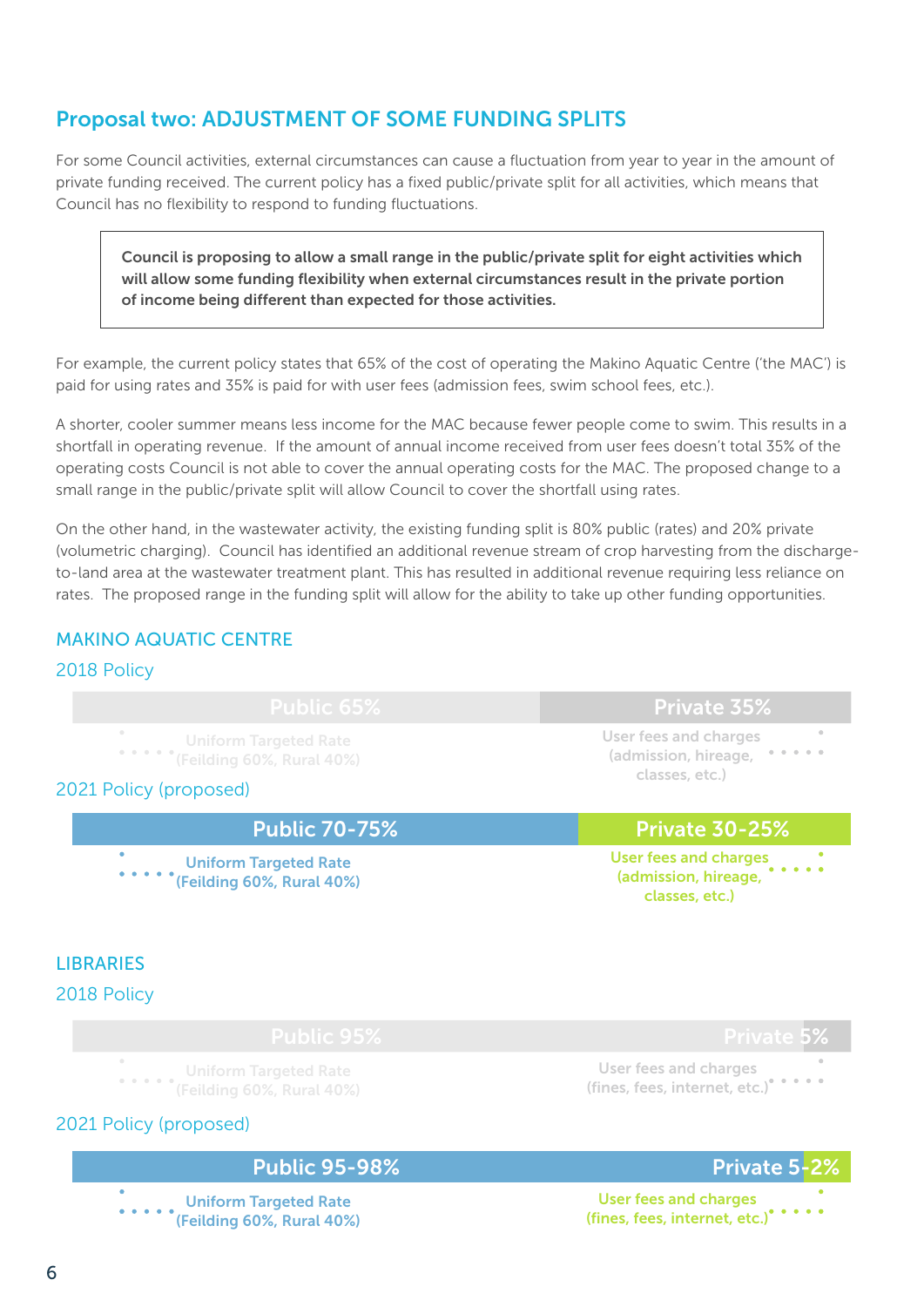## Proposal two: ADJUSTMENT OF SOME FUNDING SPLITS

For some Council activities, external circumstances can cause a fluctuation from year to year in the amount of private funding received. The current policy has a fixed public/private split for all activities, which means that Council has no flexibility to respond to funding fluctuations.

> **Council is proposing to allow a small range in the public/private split for eight activities which will allow some funding flexibility when external circumstances result in the private portion of income being different than expected for those activities.**

For example, the current policy states that 65% of the cost of operating the Makino Aquatic Centre ('the MAC') is paid for using rates and 35% is paid for with user fees (admission fees, swim school fees, etc.).

A shorter, cooler summer means less income for the MAC because fewer people come to swim. This results in a shortfall in operating revenue. If the amount of annual income received from user fees doesn't total 35% of the operating costs Council is not able to cover the annual operating costs for the MAC. The proposed change to a small range in the public/private split will allow Council to cover the shortfall using rates.

On the other hand, in the wastewater activity, the existing funding split is 80% public (rates) and 20% private (volumetric charging). Council has identified an additional revenue stream of crop harvesting from the discharge-to-land area at the wastewater treatment plant. This has resulted in additional revenue requiring less reliance on rates. The proposed range in the funding split will allow for the ability to take up other funding opportunities.

### MAKINO AQUATIC CENTRE

#### 2018 Policy

| Public 65% | Private 35% |
| --- | --- |
| Uniform Targeted Rate (Feilding 60%, Rural 40%) | User fees and charges (admission, hireage, classes, etc.) |

#### 2021 Policy (proposed)

| Public 70-75% | Private 30-25% |
| --- | --- |
| Uniform Targeted Rate (Feilding 60%, Rural 40%) | User fees and charges (admission, hireage, classes, etc.) |

### LIBRARIES

#### 2018 Policy

| Public 95% | Private 5% |
| --- | --- |
| Uniform Targeted Rate (Feilding 60%, Rural 40%) | User fees and charges (fines, fees, internet, etc.) |

#### 2021 Policy (proposed)

| Public 95-98% | Private 5-2% |
| --- | --- |
| Uniform Targeted Rate (Feilding 60%, Rural 40%) | User fees and charges (fines, fees, internet, etc.) |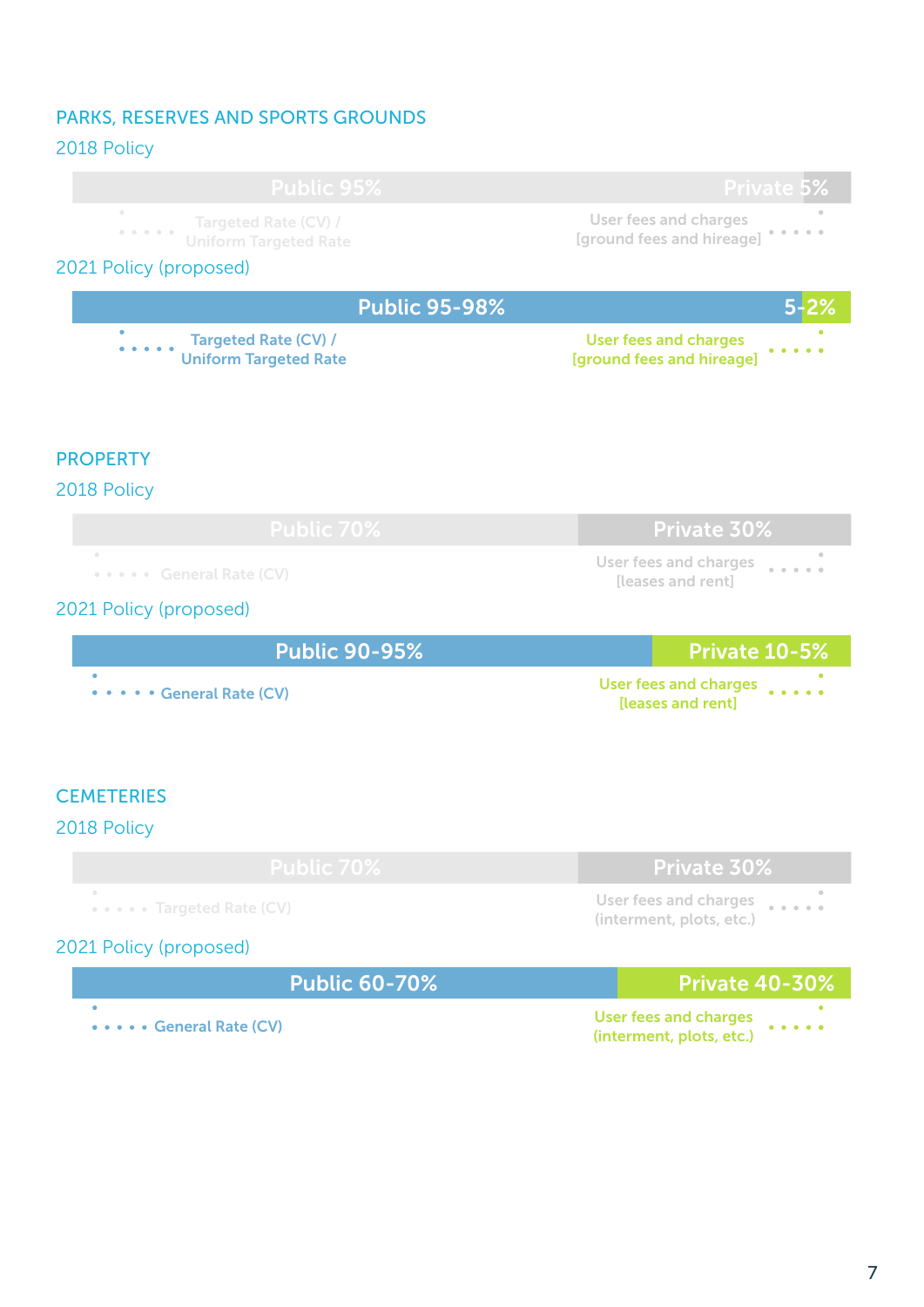## PARKS, RESERVES AND SPORTS GROUNDS

### 2018 Policy

| Public 95% | Private 5% |
|---|---|
| Targeted Rate (CV) / Uniform Targeted Rate | User fees and charges [ground fees and hireage] |

### 2021 Policy (proposed)

| Public 95-98% | 5-2% |
|---|---|
| Targeted Rate (CV) / Uniform Targeted Rate | User fees and charges [ground fees and hireage] |

## PROPERTY

### 2018 Policy

| Public 70% | Private 30% |
|---|---|
| General Rate (CV) | User fees and charges [leases and rent] |

### 2021 Policy (proposed)

| Public 90-95% | Private 10-5% |
|---|---|
| General Rate (CV) | User fees and charges [leases and rent] |

## CEMETERIES

### 2018 Policy

| Public 70% | Private 30% |
|---|---|
| Targeted Rate (CV) | User fees and charges (interment, plots, etc.) |

### 2021 Policy (proposed)

| Public 60-70% | Private 40-30% |
|---|---|
| General Rate (CV) | User fees and charges (interment, plots, etc.) |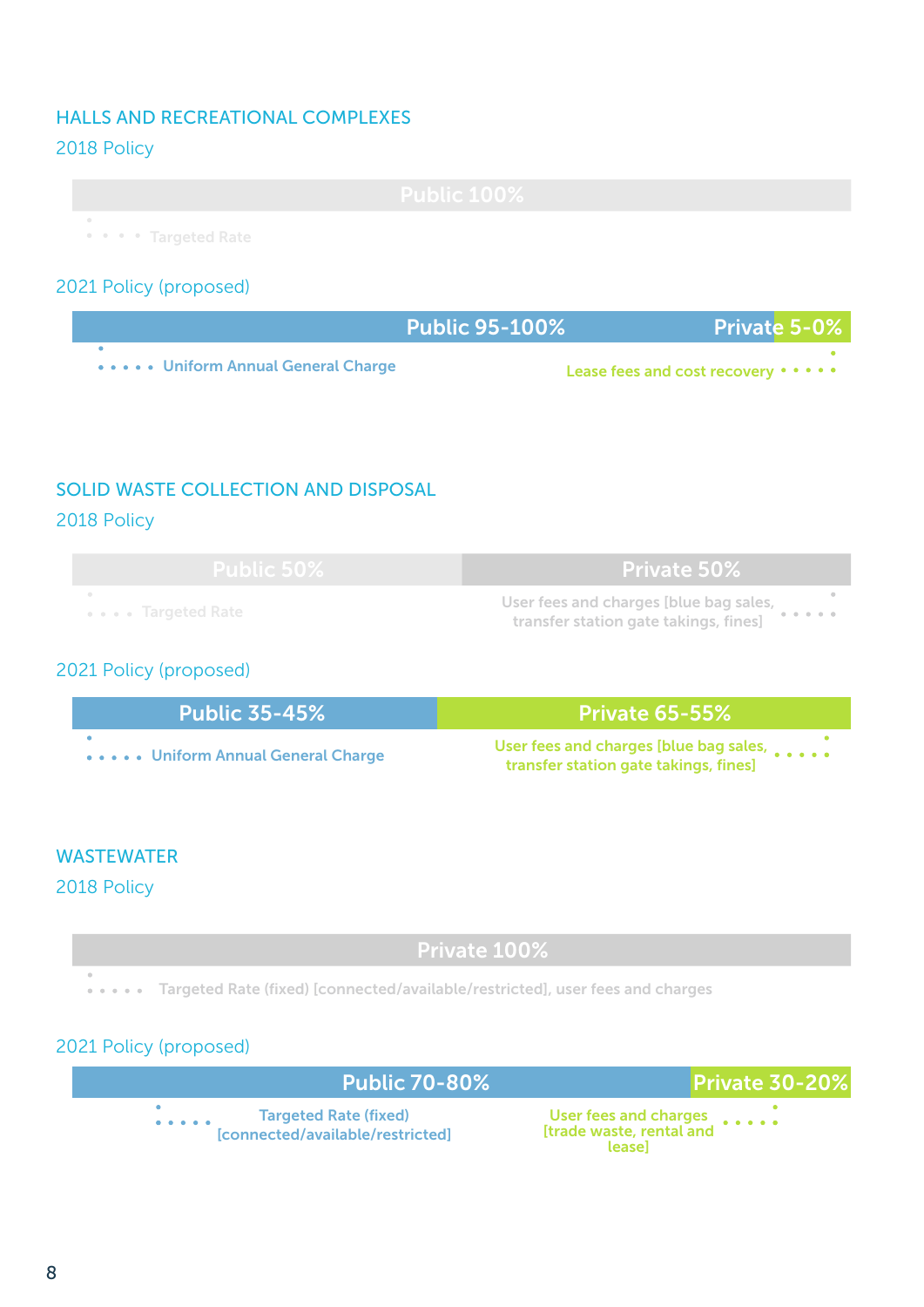## HALLS AND RECREATIONAL COMPLEXES

### 2018 Policy

Public 100%

Targeted Rate

### 2021 Policy (proposed)

Public 95-100% | Private 5-0%

Uniform Annual General Charge

Lease fees and cost recovery

## SOLID WASTE COLLECTION AND DISPOSAL

### 2018 Policy

Public 50% | Private 50%

Targeted Rate

User fees and charges [blue bag sales, transfer station gate takings, fines]

### 2021 Policy (proposed)

Public 35-45% | Private 65-55%

Uniform Annual General Charge

User fees and charges [blue bag sales, transfer station gate takings, fines]

## WASTEWATER

### 2018 Policy

Private 100%

Targeted Rate (fixed) [connected/available/restricted], user fees and charges

### 2021 Policy (proposed)

Public 70-80% | Private 30-20%

Targeted Rate (fixed) [connected/available/restricted]

User fees and charges [trade waste, rental and lease]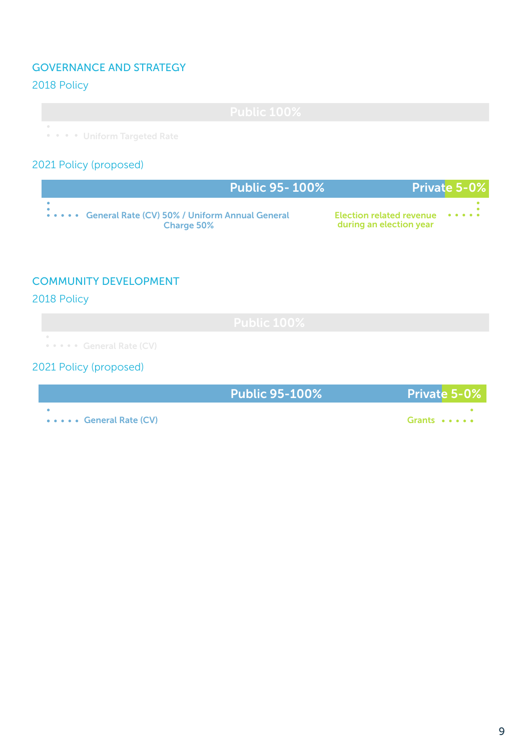## GOVERNANCE AND STRATEGY

### 2018 Policy

**Public 100%**

Uniform Targeted Rate

### 2021 Policy (proposed)

**Public 95- 100%** | **Private 5-0%**

General Rate (CV) 50% / Uniform Annual General Charge 50%

Election related revenue during an election year

## COMMUNITY DEVELOPMENT

### 2018 Policy

**Public 100%**

General Rate (CV)

### 2021 Policy (proposed)

**Public 95-100%** | **Private 5-0%**

General Rate (CV)

Grants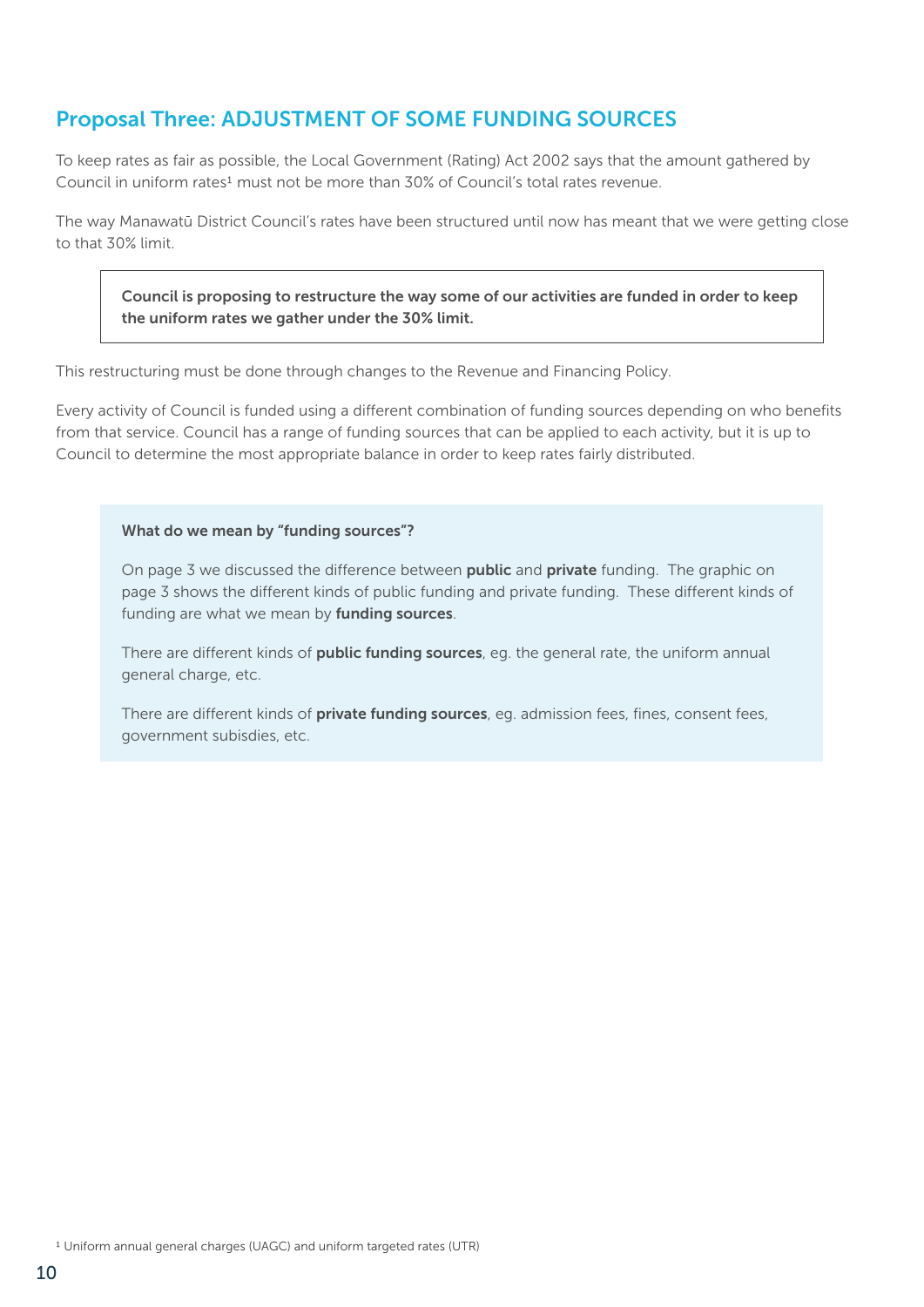## Proposal Three: ADJUSTMENT OF SOME FUNDING SOURCES

To keep rates as fair as possible, the Local Government (Rating) Act 2002 says that the amount gathered by Council in uniform rates[1] must not be more than 30% of Council's total rates revenue.

The way Manawatū District Council's rates have been structured until now has meant that we were getting close to that 30% limit.

> **Council is proposing to restructure the way some of our activities are funded in order to keep the uniform rates we gather under the 30% limit.**

This restructuring must be done through changes to the Revenue and Financing Policy.

Every activity of Council is funded using a different combination of funding sources depending on who benefits from that service. Council has a range of funding sources that can be applied to each activity, but it is up to Council to determine the most appropriate balance in order to keep rates fairly distributed.

> **What do we mean by "funding sources"?**
>
> On page 3 we discussed the difference between **public** and **private** funding. The graphic on page 3 shows the different kinds of public funding and private funding. These different kinds of funding are what we mean by **funding sources**.
>
> There are different kinds of **public funding sources**, eg. the general rate, the uniform annual general charge, etc.
>
> There are different kinds of **private funding sources**, eg. admission fees, fines, consent fees, government subisdies, etc.

[1] Uniform annual general charges (UAGC) and uniform targeted rates (UTR)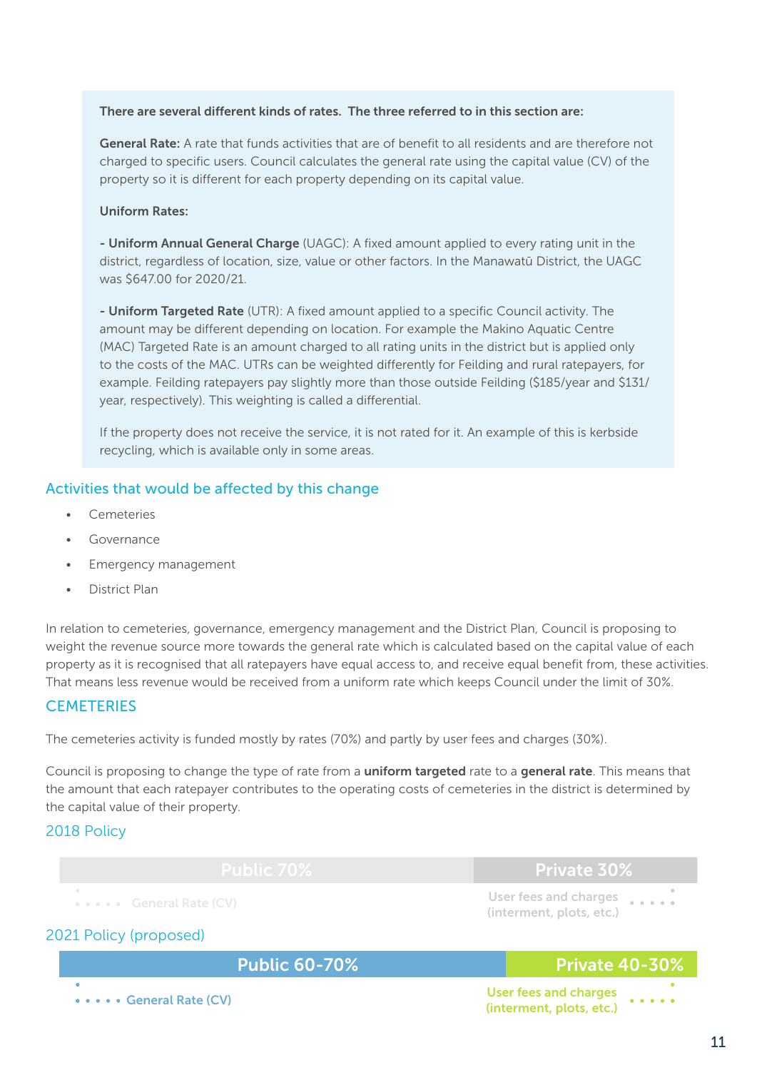**There are several different kinds of rates. The three referred to in this section are:**

**General Rate:** A rate that funds activities that are of benefit to all residents and are therefore not charged to specific users. Council calculates the general rate using the capital value (CV) of the property so it is different for each property depending on its capital value.

**Uniform Rates:**

**- Uniform Annual General Charge** (UAGC): A fixed amount applied to every rating unit in the district, regardless of location, size, value or other factors. In the Manawatū District, the UAGC was $647.00 for 2020/21.

**- Uniform Targeted Rate** (UTR): A fixed amount applied to a specific Council activity. The amount may be different depending on location. For example the Makino Aquatic Centre (MAC) Targeted Rate is an amount charged to all rating units in the district but is applied only to the costs of the MAC. UTRs can be weighted differently for Feilding and rural ratepayers, for example. Feilding ratepayers pay slightly more than those outside Feilding ($185/year and $131/year, respectively). This weighting is called a differential.

If the property does not receive the service, it is not rated for it. An example of this is kerbside recycling, which is available only in some areas.

## Activities that would be affected by this change

- Cemeteries
- Governance
- Emergency management
- District Plan

In relation to cemeteries, governance, emergency management and the District Plan, Council is proposing to weight the revenue source more towards the general rate which is calculated based on the capital value of each property as it is recognised that all ratepayers have equal access to, and receive equal benefit from, these activities. That means less revenue would be received from a uniform rate which keeps Council under the limit of 30%.

## CEMETERIES

The cemeteries activity is funded mostly by rates (70%) and partly by user fees and charges (30%).

Council is proposing to change the type of rate from a **uniform targeted** rate to a **general rate**. This means that the amount that each ratepayer contributes to the operating costs of cemeteries in the district is determined by the capital value of their property.

### 2018 Policy

| Public 70% | Private 30% |
|---|---|
| General Rate (CV) | User fees and charges (interment, plots, etc.) |

### 2021 Policy (proposed)

| Public 60-70% | Private 40-30% |
|---|---|
| General Rate (CV) | User fees and charges (interment, plots, etc.) |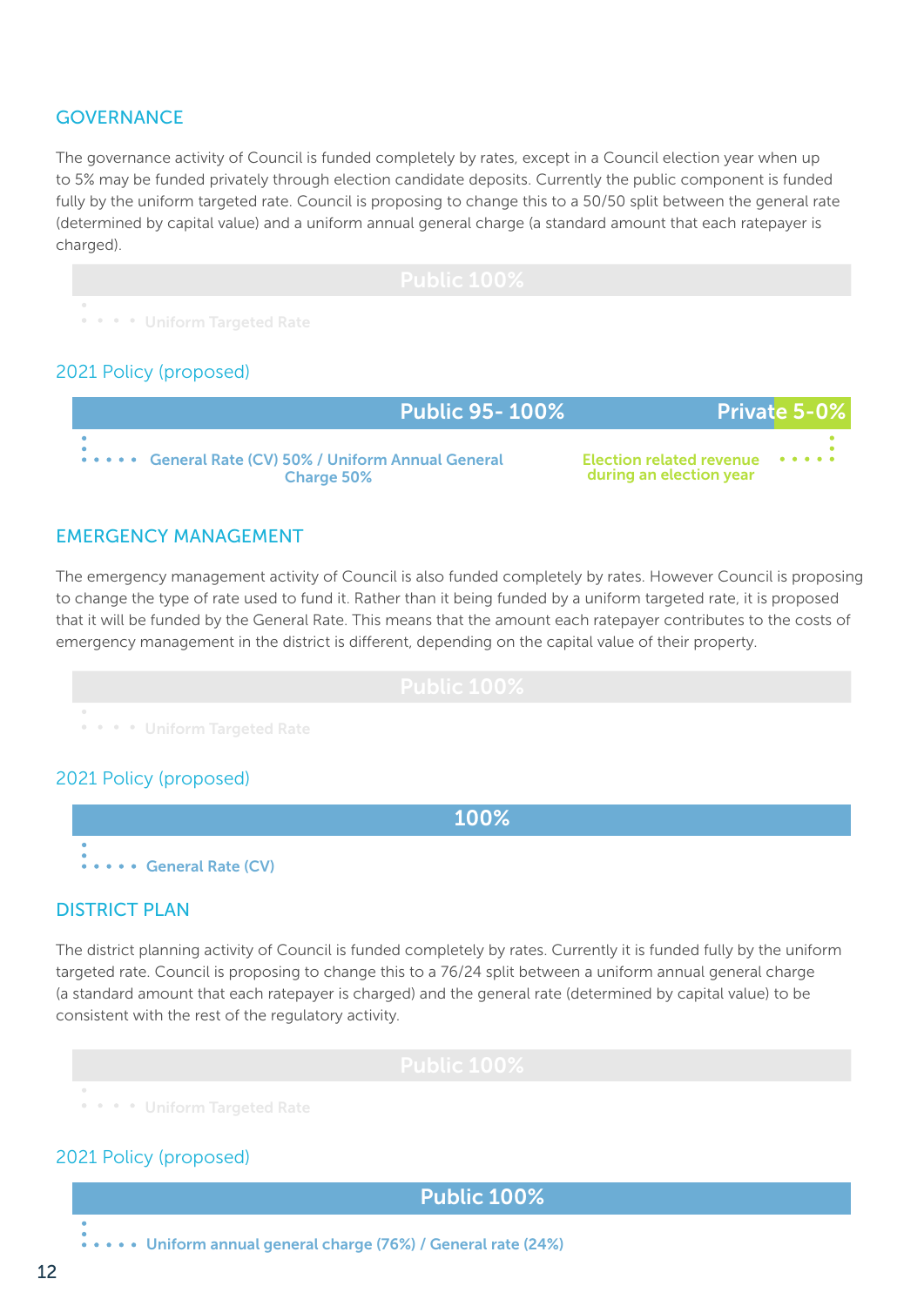## GOVERNANCE

The governance activity of Council is funded completely by rates, except in a Council election year when up to 5% may be funded privately through election candidate deposits. Currently the public component is funded fully by the uniform targeted rate. Council is proposing to change this to a 50/50 split between the general rate (determined by capital value) and a uniform annual general charge (a standard amount that each ratepayer is charged).

**Public 100%**

Uniform Targeted Rate

### 2021 Policy (proposed)

**Public 95- 100%** | **Private 5-0%**

General Rate (CV) 50% / Uniform Annual General Charge 50%

Election related revenue during an election year

## EMERGENCY MANAGEMENT

The emergency management activity of Council is also funded completely by rates. However Council is proposing to change the type of rate used to fund it. Rather than it being funded by a uniform targeted rate, it is proposed that it will be funded by the General Rate. This means that the amount each ratepayer contributes to the costs of emergency management in the district is different, depending on the capital value of their property.

**Public 100%**

Uniform Targeted Rate

### 2021 Policy (proposed)

**100%**

General Rate (CV)

## DISTRICT PLAN

The district planning activity of Council is funded completely by rates. Currently it is funded fully by the uniform targeted rate. Council is proposing to change this to a 76/24 split between a uniform annual general charge (a standard amount that each ratepayer is charged) and the general rate (determined by capital value) to be consistent with the rest of the regulatory activity.

**Public 100%**

Uniform Targeted Rate

### 2021 Policy (proposed)

**Public 100%**

Uniform annual general charge (76%) / General rate (24%)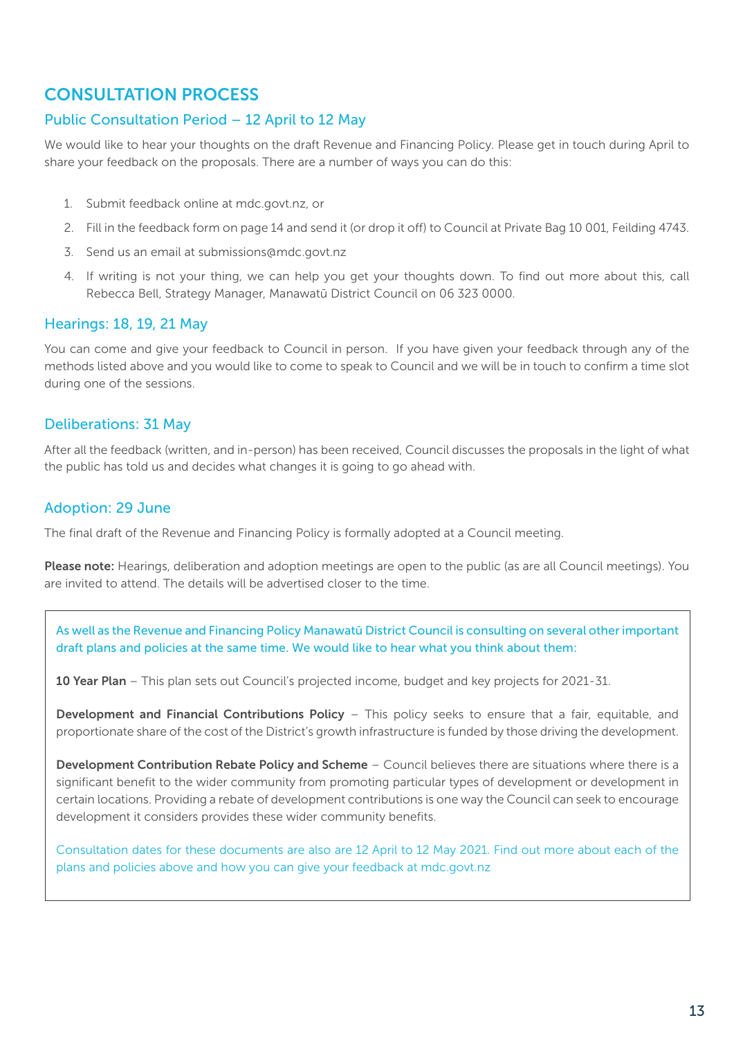# CONSULTATION PROCESS

## Public Consultation Period – 12 April to 12 May

We would like to hear your thoughts on the draft Revenue and Financing Policy. Please get in touch during April to share your feedback on the proposals. There are a number of ways you can do this:

1. Submit feedback online at mdc.govt.nz, or
2. Fill in the feedback form on page 14 and send it (or drop it off) to Council at Private Bag 10 001, Feilding 4743.
3. Send us an email at submissions@mdc.govt.nz
4. If writing is not your thing, we can help you get your thoughts down. To find out more about this, call Rebecca Bell, Strategy Manager, Manawatū District Council on 06 323 0000.

## Hearings: 18, 19, 21 May

You can come and give your feedback to Council in person. If you have given your feedback through any of the methods listed above and you would like to come to speak to Council and we will be in touch to confirm a time slot during one of the sessions.

## Deliberations: 31 May

After all the feedback (written, and in-person) has been received, Council discusses the proposals in the light of what the public has told us and decides what changes it is going to go ahead with.

## Adoption: 29 June

The final draft of the Revenue and Financing Policy is formally adopted at a Council meeting.

**Please note:** Hearings, deliberation and adoption meetings are open to the public (as are all Council meetings). You are invited to attend. The details will be advertised closer to the time.

As well as the Revenue and Financing Policy Manawatū District Council is consulting on several other important draft plans and policies at the same time. We would like to hear what you think about them:

**10 Year Plan** – This plan sets out Council's projected income, budget and key projects for 2021-31.

**Development and Financial Contributions Policy** – This policy seeks to ensure that a fair, equitable, and proportionate share of the cost of the District's growth infrastructure is funded by those driving the development.

**Development Contribution Rebate Policy and Scheme** – Council believes there are situations where there is a significant benefit to the wider community from promoting particular types of development or development in certain locations. Providing a rebate of development contributions is one way the Council can seek to encourage development it considers provides these wider community benefits.

Consultation dates for these documents are also are 12 April to 12 May 2021. Find out more about each of the plans and policies above and how you can give your feedback at mdc.govt.nz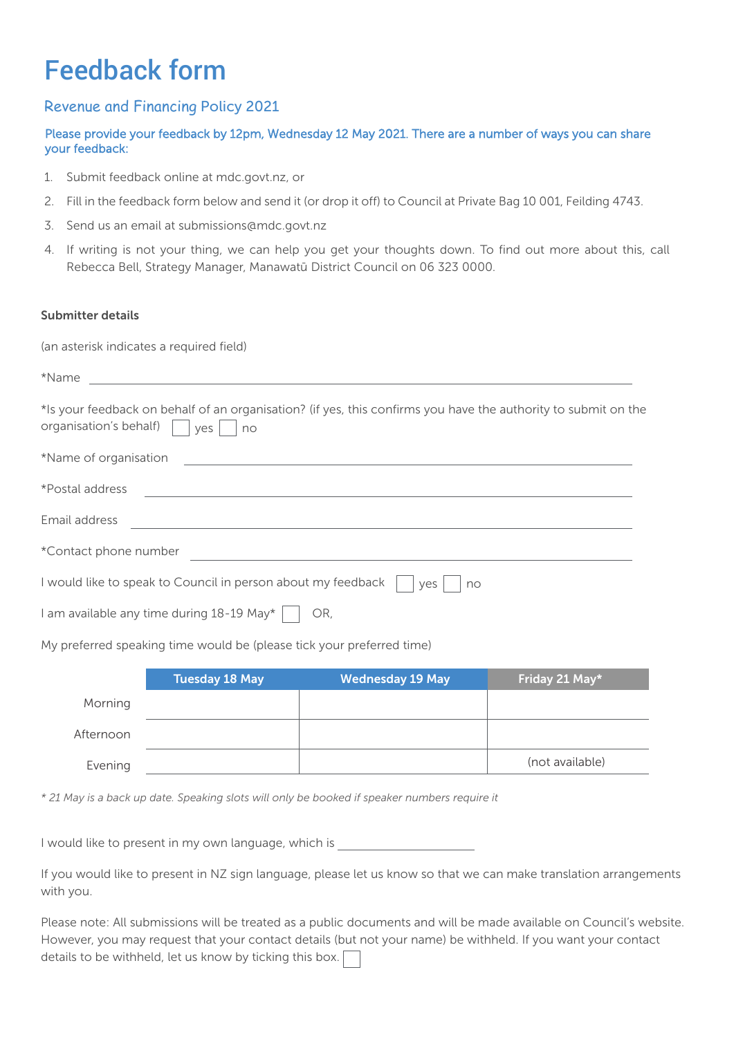# Feedback form

## Revenue and Financing Policy 2021

**Please provide your feedback by 12pm, Wednesday 12 May 2021. There are a number of ways you can share your feedback:**

1. Submit feedback online at mdc.govt.nz, or
2. Fill in the feedback form below and send it (or drop it off) to Council at Private Bag 10 001, Feilding 4743.
3. Send us an email at submissions@mdc.govt.nz
4. If writing is not your thing, we can help you get your thoughts down. To find out more about this, call Rebecca Bell, Strategy Manager, Manawatū District Council on 06 323 0000.

**Submitter details**

(an asterisk indicates a required field)

*Name ______________________________

*Is your feedback on behalf of an organisation? (if yes, this confirms you have the authority to submit on the organisation's behalf) ☐ yes ☐ no

*Name of organisation ______________________________

*Postal address ______________________________

Email address ______________________________

*Contact phone number ______________________________

I would like to speak to Council in person about my feedback ☐ yes ☐ no

I am available any time during 18-19 May* ☐ OR,

My preferred speaking time would be (please tick your preferred time)

| | Tuesday 18 May | Wednesday 19 May | Friday 21 May* |
|---|---|---|---|
| Morning | | | |
| Afternoon | | | |
| Evening | | | (not available) |

*\* 21 May is a back up date. Speaking slots will only be booked if speaker numbers require it*

I would like to present in my own language, which is ____________________

If you would like to present in NZ sign language, please let us know so that we can make translation arrangements with you.

Please note: All submissions will be treated as a public documents and will be made available on Council's website. However, you may request that your contact details (but not your name) be withheld. If you want your contact details to be withheld, let us know by ticking this box. ☐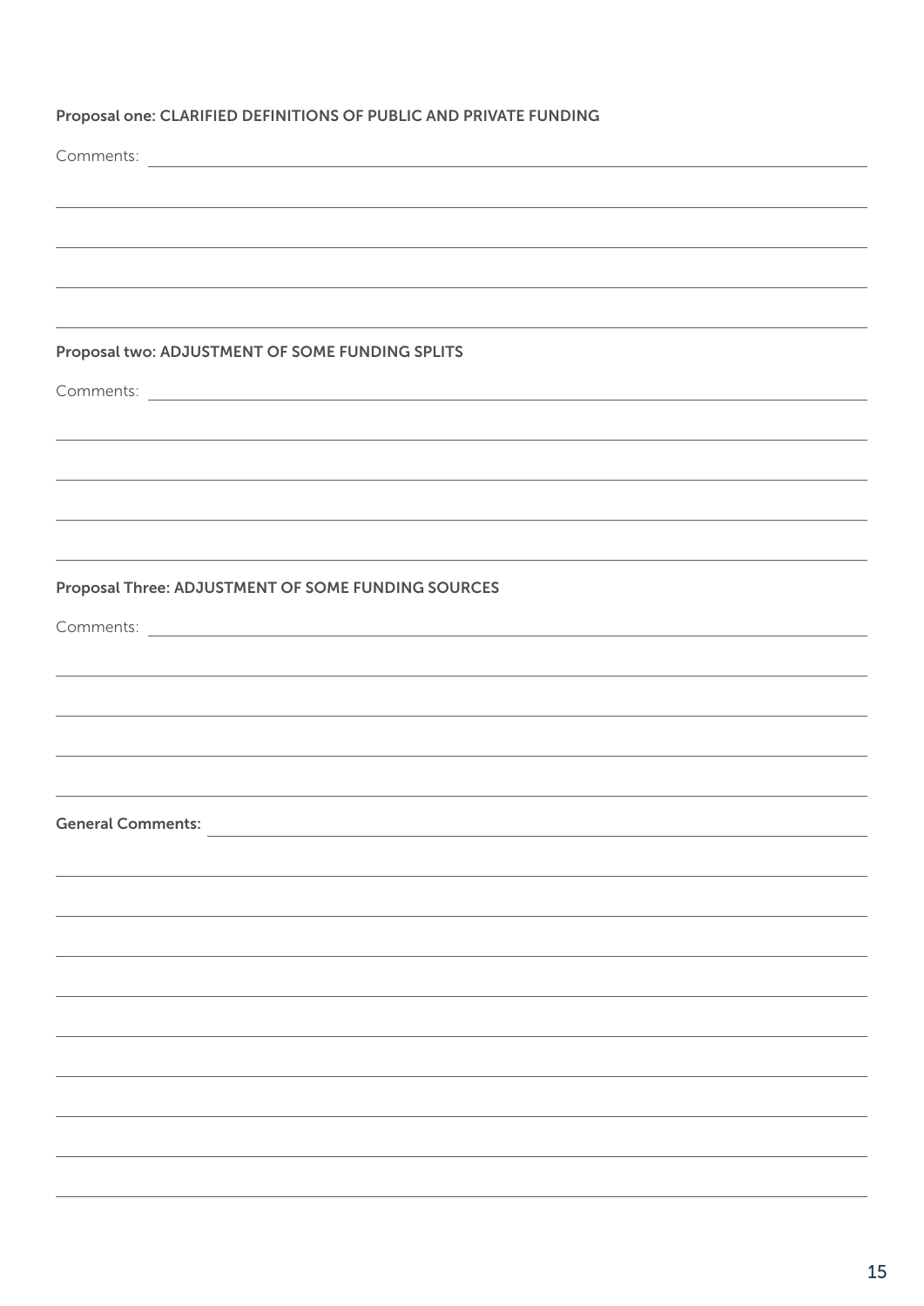**Proposal one: CLARIFIED DEFINITIONS OF PUBLIC AND PRIVATE FUNDING**

Comments: \_\_\_\_\_\_\_\_\_\_\_\_\_\_\_\_\_\_\_\_\_\_\_\_\_\_\_\_\_\_\_\_\_\_\_\_\_\_\_\_

**Proposal two: ADJUSTMENT OF SOME FUNDING SPLITS**

Comments: \_\_\_\_\_\_\_\_\_\_\_\_\_\_\_\_\_\_\_\_\_\_\_\_\_\_\_\_\_\_\_\_\_\_\_\_\_\_\_\_

**Proposal Three: ADJUSTMENT OF SOME FUNDING SOURCES**

Comments: \_\_\_\_\_\_\_\_\_\_\_\_\_\_\_\_\_\_\_\_\_\_\_\_\_\_\_\_\_\_\_\_\_\_\_\_\_\_\_\_

**General Comments:** \_\_\_\_\_\_\_\_\_\_\_\_\_\_\_\_\_\_\_\_\_\_\_\_\_\_\_\_\_\_\_\_\_\_\_\_\_\_\_\_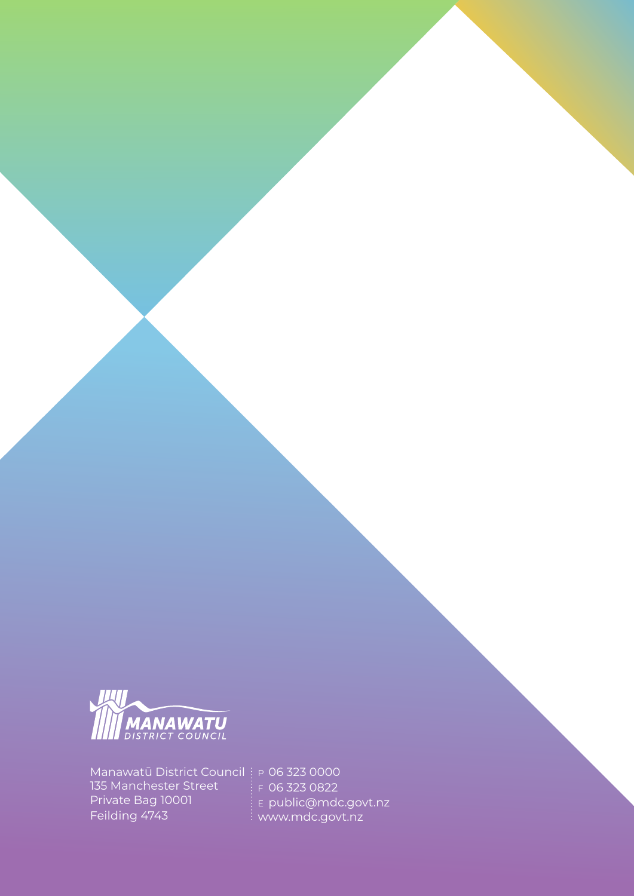MANAWATU
DISTRICT COUNCIL

Manawatū District Council
135 Manchester Street
Private Bag 10001
Feilding 4743

P 06 323 0000
F 06 323 0822
E public@mdc.govt.nz
www.mdc.govt.nz